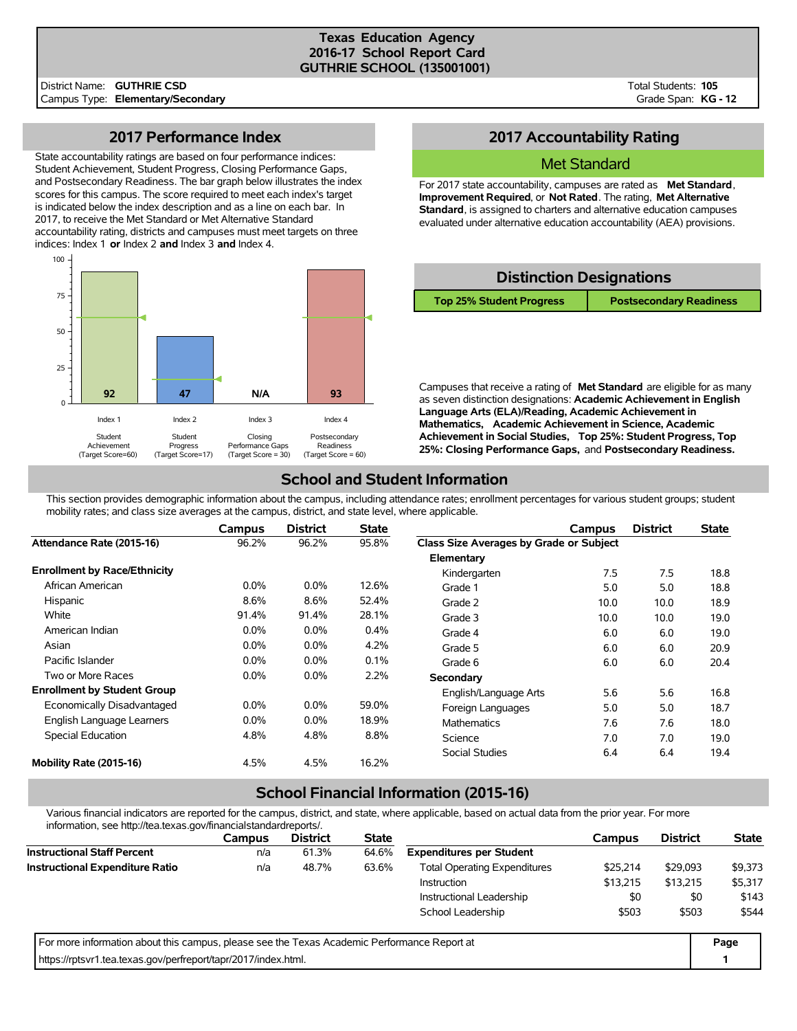# Texas Education Agency
## 2016-17 School Report Card
## GUTHRIE SCHOOL (135001001)

District Name: **GUTHRIE CSD**
Campus Type: **Elementary/Secondary**

Total Students: **105**
Grade Span: **KG - 12**

## 2017 Performance Index

State accountability ratings are based on four performance indices: Student Achievement, Student Progress, Closing Performance Gaps, and Postsecondary Readiness. The bar graph below illustrates the index scores for this campus. The score required to meet each index's target is indicated below the index description and as a line on each bar. In 2017, to receive the Met Standard or Met Alternative Standard accountability rating, districts and campuses must meet targets on three indices: Index 1 **or** Index 2 **and** Index 3 **and** Index 4.

| Index | Description | Target Score | Score |
|---|---|---|---|
| Index 1 | Student Achievement | 60 | 92 |
| Index 2 | Student Progress | 17 | 47 |
| Index 3 | Closing Performance Gaps | 30 | N/A |
| Index 4 | Postsecondary Readiness | 60 | 93 |

## 2017 Accountability Rating

**Met Standard**

For 2017 state accountability, campuses are rated as **Met Standard**, **Improvement Required**, or **Not Rated**. The rating, **Met Alternative Standard**, is assigned to charters and alternative education campuses evaluated under alternative education accountability (AEA) provisions.

## Distinction Designations

| Top 25% Student Progress | Postsecondary Readiness |
|---|---|

Campuses that receive a rating of **Met Standard** are eligible for as many as seven distinction designations: **Academic Achievement in English Language Arts (ELA)/Reading, Academic Achievement in Mathematics, Academic Achievement in Science, Academic Achievement in Social Studies, Top 25%: Student Progress, Top 25%: Closing Performance Gaps,** and **Postsecondary Readiness.**

## School and Student Information

This section provides demographic information about the campus, including attendance rates; enrollment percentages for various student groups; student mobility rates; and class size averages at the campus, district, and state level, where applicable.

| | Campus | District | State |
|---|---|---|---|
| **Attendance Rate (2015-16)** | 96.2% | 96.2% | 95.8% |
| **Enrollment by Race/Ethnicity** | | | |
| African American | 0.0% | 0.0% | 12.6% |
| Hispanic | 8.6% | 8.6% | 52.4% |
| White | 91.4% | 91.4% | 28.1% |
| American Indian | 0.0% | 0.0% | 0.4% |
| Asian | 0.0% | 0.0% | 4.2% |
| Pacific Islander | 0.0% | 0.0% | 0.1% |
| Two or More Races | 0.0% | 0.0% | 2.2% |
| **Enrollment by Student Group** | | | |
| Economically Disadvantaged | 0.0% | 0.0% | 59.0% |
| English Language Learners | 0.0% | 0.0% | 18.9% |
| Special Education | 4.8% | 4.8% | 8.8% |
| **Mobility Rate (2015-16)** | 4.5% | 4.5% | 16.2% |

| | Campus | District | State |
|---|---|---|---|
| **Class Size Averages by Grade or Subject** | | | |
| **Elementary** | | | |
| Kindergarten | 7.5 | 7.5 | 18.8 |
| Grade 1 | 5.0 | 5.0 | 18.8 |
| Grade 2 | 10.0 | 10.0 | 18.9 |
| Grade 3 | 10.0 | 10.0 | 19.0 |
| Grade 4 | 6.0 | 6.0 | 19.0 |
| Grade 5 | 6.0 | 6.0 | 20.9 |
| Grade 6 | 6.0 | 6.0 | 20.4 |
| **Secondary** | | | |
| English/Language Arts | 5.6 | 5.6 | 16.8 |
| Foreign Languages | 5.0 | 5.0 | 18.7 |
| Mathematics | 7.6 | 7.6 | 18.0 |
| Science | 7.0 | 7.0 | 19.0 |
| Social Studies | 6.4 | 6.4 | 19.4 |

## School Financial Information (2015-16)

Various financial indicators are reported for the campus, district, and state, where applicable, based on actual data from the prior year. For more information, see http://tea.texas.gov/financialstandardreports/.

| | Campus | District | State |
|---|---|---|---|
| **Instructional Staff Percent** | n/a | 61.3% | 64.6% |
| **Instructional Expenditure Ratio** | n/a | 48.7% | 63.6% |

| | Campus | District | State |
|---|---|---|---|
| **Expenditures per Student** | | | |
| Total Operating Expenditures | $25,214 | $29,093 | $9,373 |
| Instruction | $13,215 | $13,215 | $5,317 |
| Instructional Leadership | $0 | $0 | $143 |
| School Leadership | $503 | $503 | $544 |

For more information about this campus, please see the Texas Academic Performance Report at https://rptsvr1.tea.texas.gov/perfreport/tapr/2017/index.html.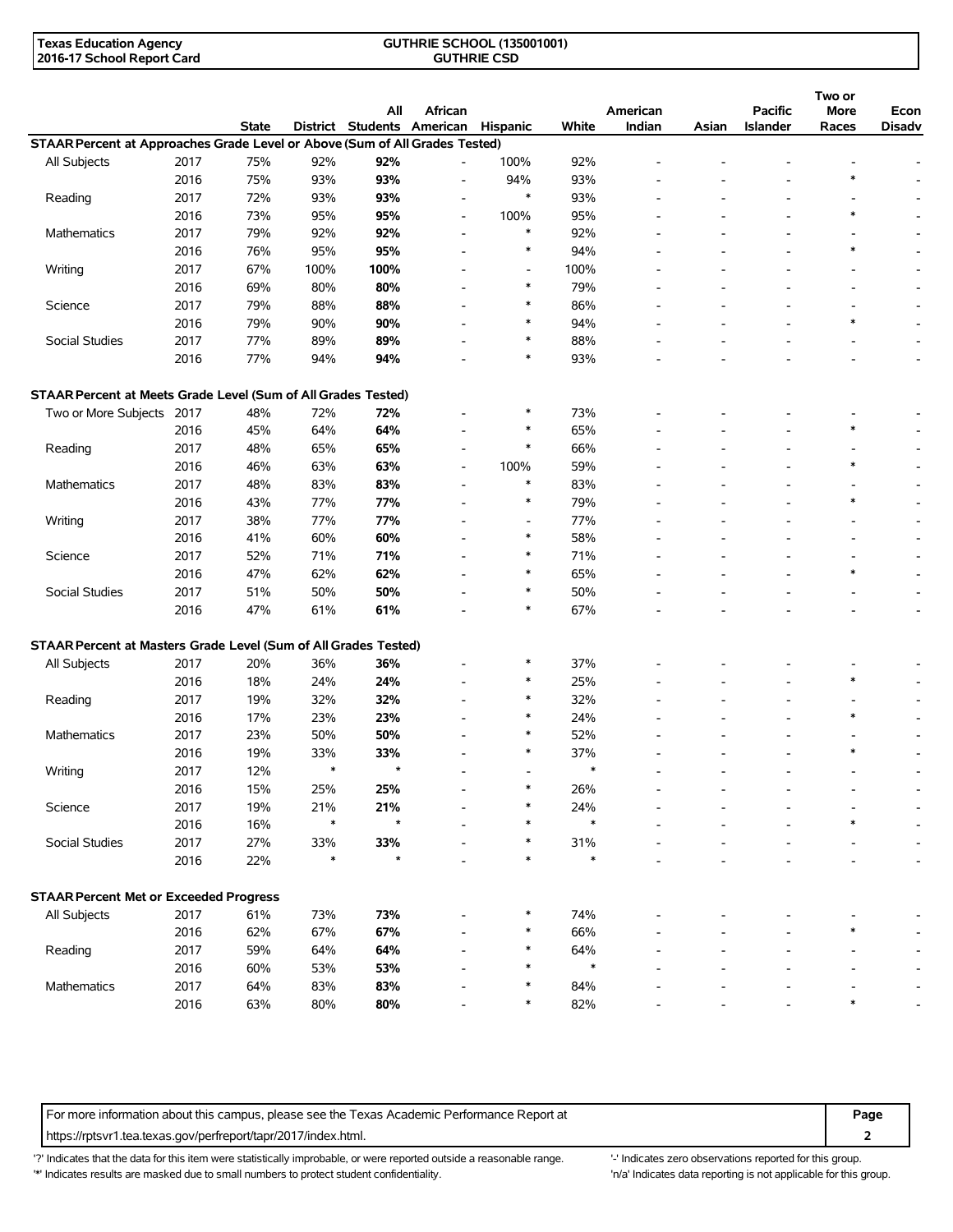**Texas Education Agency**
**2016-17 School Report Card**

**GUTHRIE SCHOOL (135001001)**
**GUTHRIE CSD**

| | | State | District | All Students | African American | Hispanic | White | American Indian | Asian | Pacific Islander | Two or More Races | Econ Disadv |
|---|---|---|---|---|---|---|---|---|---|---|---|---|
| **STAAR Percent at Approaches Grade Level or Above (Sum of All Grades Tested)** | | | | | | | | | | | | |
| All Subjects | 2017 | 75% | 92% | **92%** | - | 100% | 92% | - | - | - | - | - |
| | 2016 | 75% | 93% | **93%** | - | 94% | 93% | - | - | - | * | - |
| Reading | 2017 | 72% | 93% | **93%** | - | * | 93% | - | - | - | - | - |
| | 2016 | 73% | 95% | **95%** | - | 100% | 95% | - | - | - | * | - |
| Mathematics | 2017 | 79% | 92% | **92%** | - | * | 92% | - | - | - | - | - |
| | 2016 | 76% | 95% | **95%** | - | * | 94% | - | - | - | * | - |
| Writing | 2017 | 67% | 100% | **100%** | - | - | 100% | - | - | - | - | - |
| | 2016 | 69% | 80% | **80%** | - | * | 79% | - | - | - | - | - |
| Science | 2017 | 79% | 88% | **88%** | - | * | 86% | - | - | - | - | - |
| | 2016 | 79% | 90% | **90%** | - | * | 94% | - | - | - | * | - |
| Social Studies | 2017 | 77% | 89% | **89%** | - | * | 88% | - | - | - | - | - |
| | 2016 | 77% | 94% | **94%** | - | * | 93% | - | - | - | - | - |
| **STAAR Percent at Meets Grade Level (Sum of All Grades Tested)** | | | | | | | | | | | | |
| Two or More Subjects | 2017 | 48% | 72% | **72%** | - | * | 73% | - | - | - | - | - |
| | 2016 | 45% | 64% | **64%** | - | * | 65% | - | - | - | * | - |
| Reading | 2017 | 48% | 65% | **65%** | - | * | 66% | - | - | - | - | - |
| | 2016 | 46% | 63% | **63%** | - | 100% | 59% | - | - | - | * | - |
| Mathematics | 2017 | 48% | 83% | **83%** | - | * | 83% | - | - | - | - | - |
| | 2016 | 43% | 77% | **77%** | - | * | 79% | - | - | - | * | - |
| Writing | 2017 | 38% | 77% | **77%** | - | - | 77% | - | - | - | - | - |
| | 2016 | 41% | 60% | **60%** | - | * | 58% | - | - | - | - | - |
| Science | 2017 | 52% | 71% | **71%** | - | * | 71% | - | - | - | - | - |
| | 2016 | 47% | 62% | **62%** | - | * | 65% | - | - | - | * | - |
| Social Studies | 2017 | 51% | 50% | **50%** | - | * | 50% | - | - | - | - | - |
| | 2016 | 47% | 61% | **61%** | - | * | 67% | - | - | - | - | - |
| **STAAR Percent at Masters Grade Level (Sum of All Grades Tested)** | | | | | | | | | | | | |
| All Subjects | 2017 | 20% | 36% | **36%** | - | * | 37% | - | - | - | - | - |
| | 2016 | 18% | 24% | **24%** | - | * | 25% | - | - | - | * | - |
| Reading | 2017 | 19% | 32% | **32%** | - | * | 32% | - | - | - | - | - |
| | 2016 | 17% | 23% | **23%** | - | * | 24% | - | - | - | * | - |
| Mathematics | 2017 | 23% | 50% | **50%** | - | * | 52% | - | - | - | - | - |
| | 2016 | 19% | 33% | **33%** | - | * | 37% | - | - | - | * | - |
| Writing | 2017 | 12% | * | * | - | - | * | - | - | - | - | - |
| | 2016 | 15% | 25% | **25%** | - | * | 26% | - | - | - | - | - |
| Science | 2017 | 19% | 21% | **21%** | - | * | 24% | - | - | - | - | - |
| | 2016 | 16% | * | * | - | * | * | - | - | - | * | - |
| Social Studies | 2017 | 27% | 33% | **33%** | - | * | 31% | - | - | - | - | - |
| | 2016 | 22% | * | * | - | * | * | - | - | - | - | - |
| **STAAR Percent Met or Exceeded Progress** | | | | | | | | | | | | |
| All Subjects | 2017 | 61% | 73% | **73%** | - | * | 74% | - | - | - | - | - |
| | 2016 | 62% | 67% | **67%** | - | * | 66% | - | - | - | * | - |
| Reading | 2017 | 59% | 64% | **64%** | - | * | 64% | - | - | - | - | - |
| | 2016 | 60% | 53% | **53%** | - | * | * | - | - | - | - | - |
| Mathematics | 2017 | 64% | 83% | **83%** | - | * | 84% | - | - | - | - | - |
| | 2016 | 63% | 80% | **80%** | - | * | 82% | - | - | - | * | - |

For more information about this campus, please see the Texas Academic Performance Report at https://rptsvr1.tea.texas.gov/perfreport/tapr/2017/index.html.

'?' Indicates that the data for this item were statistically improbable, or were reported outside a reasonable range.
'*' Indicates results are masked due to small numbers to protect student confidentiality.
'-' Indicates zero observations reported for this group.
'n/a' Indicates data reporting is not applicable for this group.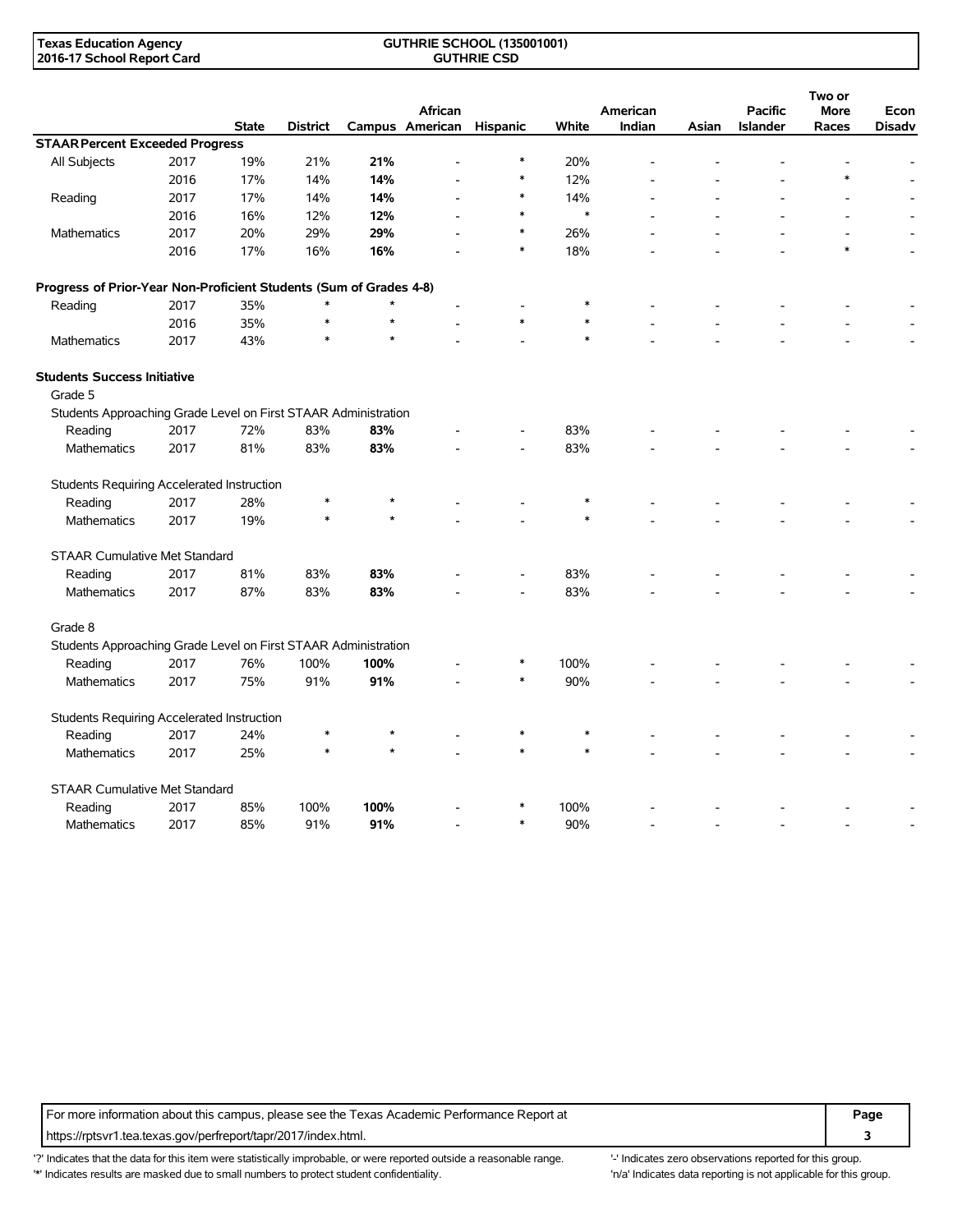| | | State | District | Campus | African American | Hispanic | White | American Indian | Asian | Pacific Islander | Two or More Races | Econ Disadv |
|---|---|---|---|---|---|---|---|---|---|---|---|---|
| **STAAR Percent Exceeded Progress** | | | | | | | | | | | | |
| All Subjects | 2017 | 19% | 21% | **21%** | - | * | 20% | - | - | - | - | - |
| | 2016 | 17% | 14% | **14%** | - | * | 12% | - | - | - | * | - |
| Reading | 2017 | 17% | 14% | **14%** | - | * | 14% | - | - | - | - | - |
| | 2016 | 16% | 12% | **12%** | - | * | * | - | - | - | - | - |
| Mathematics | 2017 | 20% | 29% | **29%** | - | * | 26% | - | - | - | - | - |
| | 2016 | 17% | 16% | **16%** | - | * | 18% | - | - | - | * | - |
| **Progress of Prior-Year Non-Proficient Students (Sum of Grades 4-8)** | | | | | | | | | | | | |
| Reading | 2017 | 35% | * | * | - | - | * | - | - | - | - | - |
| | 2016 | 35% | * | * | - | * | * | - | - | - | - | - |
| Mathematics | 2017 | 43% | * | * | - | - | * | - | - | - | - | - |
| **Students Success Initiative** | | | | | | | | | | | | |
| Grade 5 | | | | | | | | | | | | |
| Students Approaching Grade Level on First STAAR Administration | | | | | | | | | | | | |
| Reading | 2017 | 72% | 83% | **83%** | - | - | 83% | - | - | - | - | - |
| Mathematics | 2017 | 81% | 83% | **83%** | - | - | 83% | - | - | - | - | - |
| Students Requiring Accelerated Instruction | | | | | | | | | | | | |
| Reading | 2017 | 28% | * | * | - | - | * | - | - | - | - | - |
| Mathematics | 2017 | 19% | * | * | - | - | * | - | - | - | - | - |
| STAAR Cumulative Met Standard | | | | | | | | | | | | |
| Reading | 2017 | 81% | 83% | **83%** | - | - | 83% | - | - | - | - | - |
| Mathematics | 2017 | 87% | 83% | **83%** | - | - | 83% | - | - | - | - | - |
| Grade 8 | | | | | | | | | | | | |
| Students Approaching Grade Level on First STAAR Administration | | | | | | | | | | | | |
| Reading | 2017 | 76% | 100% | **100%** | - | * | 100% | - | - | - | - | - |
| Mathematics | 2017 | 75% | 91% | **91%** | - | * | 90% | - | - | - | - | - |
| Students Requiring Accelerated Instruction | | | | | | | | | | | | |
| Reading | 2017 | 24% | * | * | - | * | * | - | - | - | - | - |
| Mathematics | 2017 | 25% | * | * | - | * | * | - | - | - | - | - |
| STAAR Cumulative Met Standard | | | | | | | | | | | | |
| Reading | 2017 | 85% | 100% | **100%** | - | * | 100% | - | - | - | - | - |
| Mathematics | 2017 | 85% | 91% | **91%** | - | * | 90% | - | - | - | - | - |

For more information about this campus, please see the Texas Academic Performance Report at https://rptsvr1.tea.texas.gov/perfreport/tapr/2017/index.html.

'?' Indicates that the data for this item were statistically improbable, or were reported outside a reasonable range.
'*' Indicates results are masked due to small numbers to protect student confidentiality.
'-' Indicates zero observations reported for this group.
'n/a' Indicates data reporting is not applicable for this group.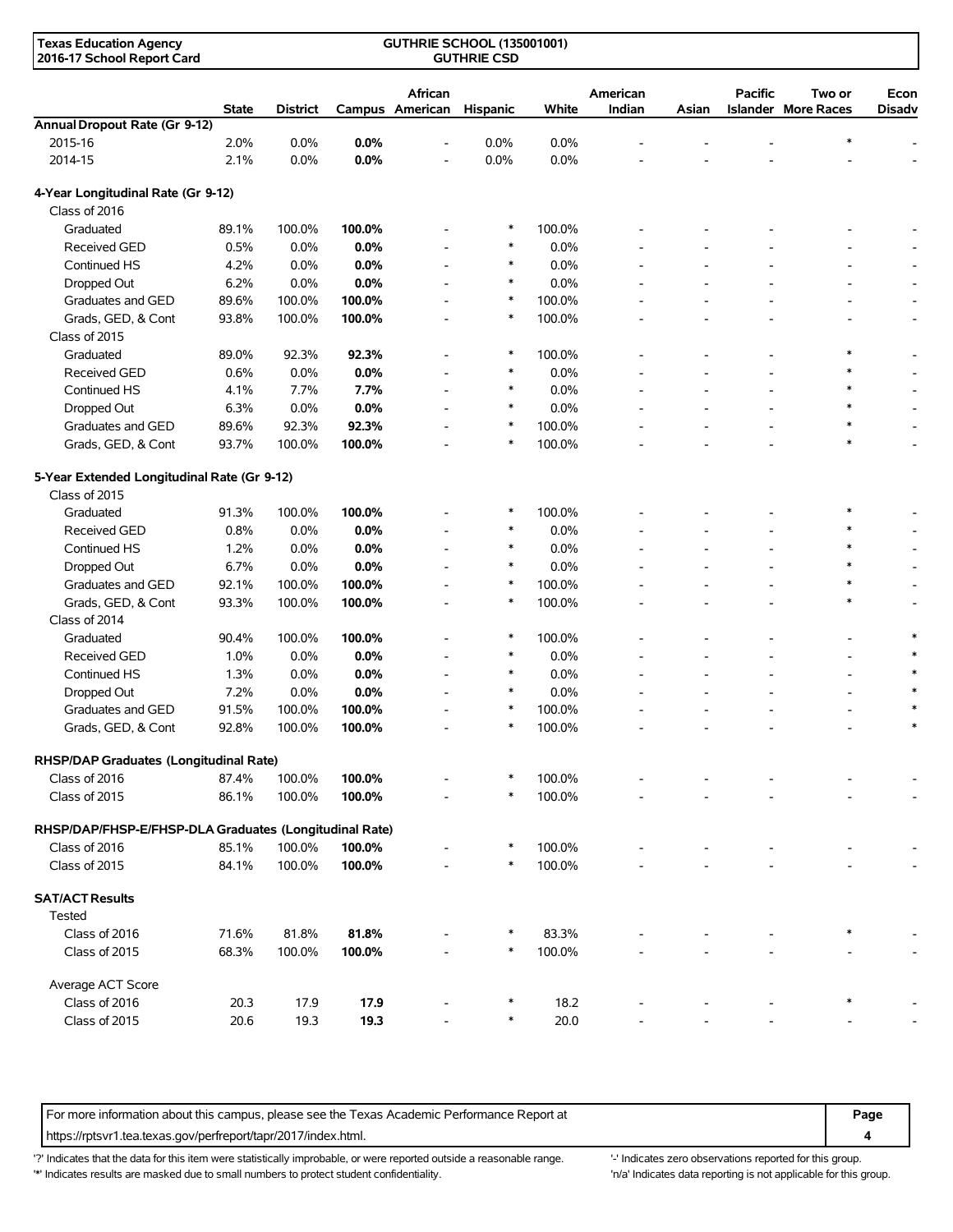**Texas Education Agency**
**2016-17 School Report Card**

**GUTHRIE SCHOOL (135001001)**
**GUTHRIE CSD**

| | State | District | Campus | African American | Hispanic | White | American Indian | Asian | Pacific Islander | Two or More Races | Econ Disadv |
|---|---|---|---|---|---|---|---|---|---|---|---|
| **Annual Dropout Rate (Gr 9-12)** | | | | | | | | | | | |
| 2015-16 | 2.0% | 0.0% | **0.0%** | - | 0.0% | 0.0% | - | - | - | * | - |
| 2014-15 | 2.1% | 0.0% | **0.0%** | - | 0.0% | 0.0% | - | - | - | - | - |
| **4-Year Longitudinal Rate (Gr 9-12)** | | | | | | | | | | | |
| Class of 2016 | | | | | | | | | | | |
| Graduated | 89.1% | 100.0% | **100.0%** | - | * | 100.0% | - | - | - | - | - |
| Received GED | 0.5% | 0.0% | **0.0%** | - | * | 0.0% | - | - | - | - | - |
| Continued HS | 4.2% | 0.0% | **0.0%** | - | * | 0.0% | - | - | - | - | - |
| Dropped Out | 6.2% | 0.0% | **0.0%** | - | * | 0.0% | - | - | - | - | - |
| Graduates and GED | 89.6% | 100.0% | **100.0%** | - | * | 100.0% | - | - | - | - | - |
| Grads, GED, & Cont | 93.8% | 100.0% | **100.0%** | - | * | 100.0% | - | - | - | - | - |
| Class of 2015 | | | | | | | | | | | |
| Graduated | 89.0% | 92.3% | **92.3%** | - | * | 100.0% | - | - | - | * | - |
| Received GED | 0.6% | 0.0% | **0.0%** | - | * | 0.0% | - | - | - | * | - |
| Continued HS | 4.1% | 7.7% | **7.7%** | - | * | 0.0% | - | - | - | * | - |
| Dropped Out | 6.3% | 0.0% | **0.0%** | - | * | 0.0% | - | - | - | * | - |
| Graduates and GED | 89.6% | 92.3% | **92.3%** | - | * | 100.0% | - | - | - | * | - |
| Grads, GED, & Cont | 93.7% | 100.0% | **100.0%** | - | * | 100.0% | - | - | - | * | - |
| **5-Year Extended Longitudinal Rate (Gr 9-12)** | | | | | | | | | | | |
| Class of 2015 | | | | | | | | | | | |
| Graduated | 91.3% | 100.0% | **100.0%** | - | * | 100.0% | - | - | - | * | - |
| Received GED | 0.8% | 0.0% | **0.0%** | - | * | 0.0% | - | - | - | * | - |
| Continued HS | 1.2% | 0.0% | **0.0%** | - | * | 0.0% | - | - | - | * | - |
| Dropped Out | 6.7% | 0.0% | **0.0%** | - | * | 0.0% | - | - | - | * | - |
| Graduates and GED | 92.1% | 100.0% | **100.0%** | - | * | 100.0% | - | - | - | * | - |
| Grads, GED, & Cont | 93.3% | 100.0% | **100.0%** | - | * | 100.0% | - | - | - | * | - |
| Class of 2014 | | | | | | | | | | | |
| Graduated | 90.4% | 100.0% | **100.0%** | - | * | 100.0% | - | - | - | - | * |
| Received GED | 1.0% | 0.0% | **0.0%** | - | * | 0.0% | - | - | - | - | * |
| Continued HS | 1.3% | 0.0% | **0.0%** | - | * | 0.0% | - | - | - | - | * |
| Dropped Out | 7.2% | 0.0% | **0.0%** | - | * | 0.0% | - | - | - | - | * |
| Graduates and GED | 91.5% | 100.0% | **100.0%** | - | * | 100.0% | - | - | - | - | * |
| Grads, GED, & Cont | 92.8% | 100.0% | **100.0%** | - | * | 100.0% | - | - | - | - | * |
| **RHSP/DAP Graduates (Longitudinal Rate)** | | | | | | | | | | | |
| Class of 2016 | 87.4% | 100.0% | **100.0%** | - | * | 100.0% | - | - | - | - | - |
| Class of 2015 | 86.1% | 100.0% | **100.0%** | - | * | 100.0% | - | - | - | - | - |
| **RHSP/DAP/FHSP-E/FHSP-DLA Graduates (Longitudinal Rate)** | | | | | | | | | | | |
| Class of 2016 | 85.1% | 100.0% | **100.0%** | - | * | 100.0% | - | - | - | - | - |
| Class of 2015 | 84.1% | 100.0% | **100.0%** | - | * | 100.0% | - | - | - | - | - |
| **SAT/ACT Results** | | | | | | | | | | | |
| Tested | | | | | | | | | | | |
| Class of 2016 | 71.6% | 81.8% | **81.8%** | - | * | 83.3% | - | - | - | * | - |
| Class of 2015 | 68.3% | 100.0% | **100.0%** | - | * | 100.0% | - | - | - | - | - |
| Average ACT Score | | | | | | | | | | | |
| Class of 2016 | 20.3 | 17.9 | **17.9** | - | * | 18.2 | - | - | - | * | - |
| Class of 2015 | 20.6 | 19.3 | **19.3** | - | * | 20.0 | - | - | - | - | - |

For more information about this campus, please see the Texas Academic Performance Report at https://rptsvr1.tea.texas.gov/perfreport/tapr/2017/index.html.

'?' Indicates that the data for this item were statistically improbable, or were reported outside a reasonable range.
'*' Indicates results are masked due to small numbers to protect student confidentiality.
'-' Indicates zero observations reported for this group.
'n/a' Indicates data reporting is not applicable for this group.